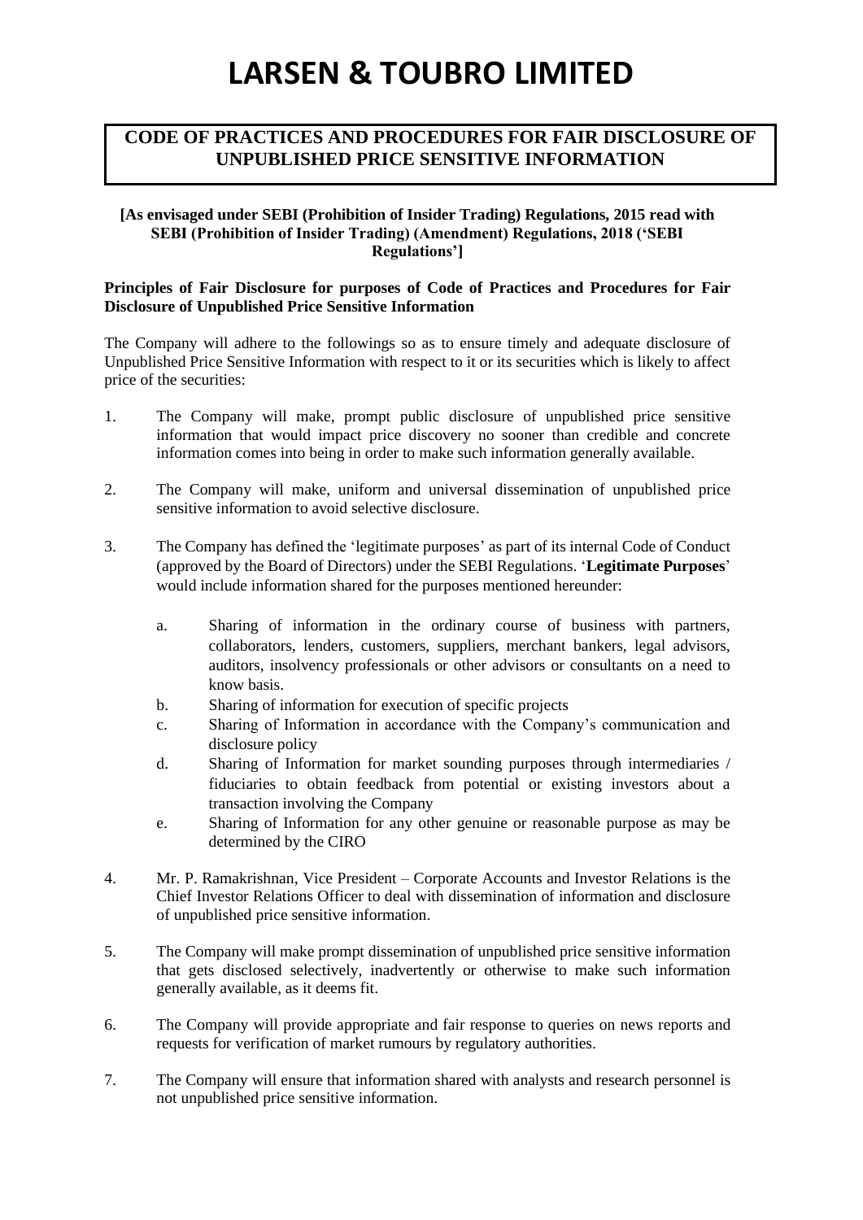# LARSEN & TOUBRO LIMITED

## CODE OF PRACTICES AND PROCEDURES FOR FAIR DISCLOSURE OF UNPUBLISHED PRICE SENSITIVE INFORMATION

**[As envisaged under SEBI (Prohibition of Insider Trading) Regulations, 2015 read with SEBI (Prohibition of Insider Trading) (Amendment) Regulations, 2018 ('SEBI Regulations']**

**Principles of Fair Disclosure for purposes of Code of Practices and Procedures for Fair Disclosure of Unpublished Price Sensitive Information**

The Company will adhere to the followings so as to ensure timely and adequate disclosure of Unpublished Price Sensitive Information with respect to it or its securities which is likely to affect price of the securities:

1. The Company will make, prompt public disclosure of unpublished price sensitive information that would impact price discovery no sooner than credible and concrete information comes into being in order to make such information generally available.

2. The Company will make, uniform and universal dissemination of unpublished price sensitive information to avoid selective disclosure.

3. The Company has defined the 'legitimate purposes' as part of its internal Code of Conduct (approved by the Board of Directors) under the SEBI Regulations. '**Legitimate Purposes**' would include information shared for the purposes mentioned hereunder:

   a. Sharing of information in the ordinary course of business with partners, collaborators, lenders, customers, suppliers, merchant bankers, legal advisors, auditors, insolvency professionals or other advisors or consultants on a need to know basis.
   b. Sharing of information for execution of specific projects
   c. Sharing of Information in accordance with the Company's communication and disclosure policy
   d. Sharing of Information for market sounding purposes through intermediaries / fiduciaries to obtain feedback from potential or existing investors about a transaction involving the Company
   e. Sharing of Information for any other genuine or reasonable purpose as may be determined by the CIRO

4. Mr. P. Ramakrishnan, Vice President – Corporate Accounts and Investor Relations is the Chief Investor Relations Officer to deal with dissemination of information and disclosure of unpublished price sensitive information.

5. The Company will make prompt dissemination of unpublished price sensitive information that gets disclosed selectively, inadvertently or otherwise to make such information generally available, as it deems fit.

6. The Company will provide appropriate and fair response to queries on news reports and requests for verification of market rumours by regulatory authorities.

7. The Company will ensure that information shared with analysts and research personnel is not unpublished price sensitive information.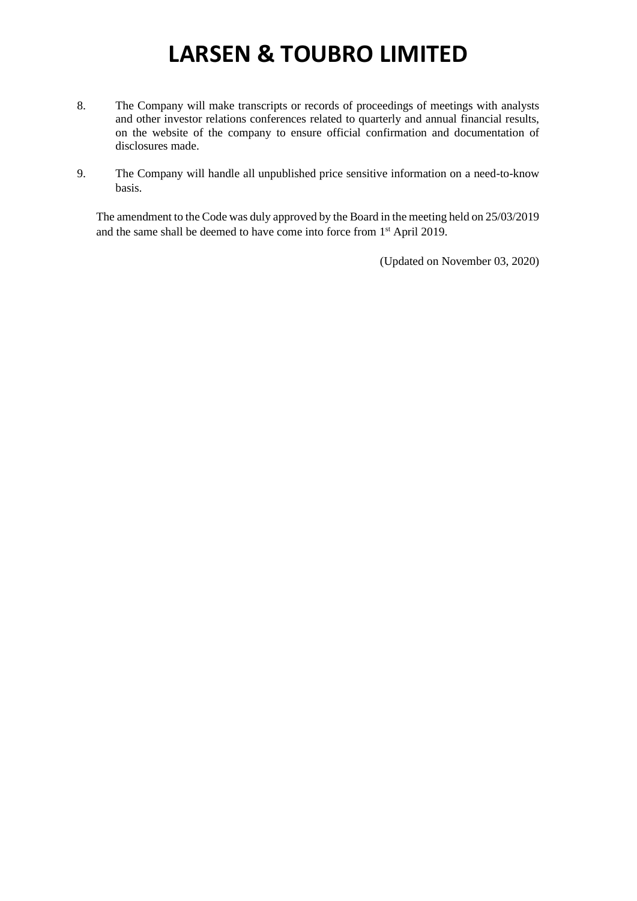8. The Company will make transcripts or records of proceedings of meetings with analysts and other investor relations conferences related to quarterly and annual financial results, on the website of the company to ensure official confirmation and documentation of disclosures made.

9. The Company will handle all unpublished price sensitive information on a need-to-know basis.

The amendment to the Code was duly approved by the Board in the meeting held on 25/03/2019 and the same shall be deemed to have come into force from 1st April 2019.

(Updated on November 03, 2020)